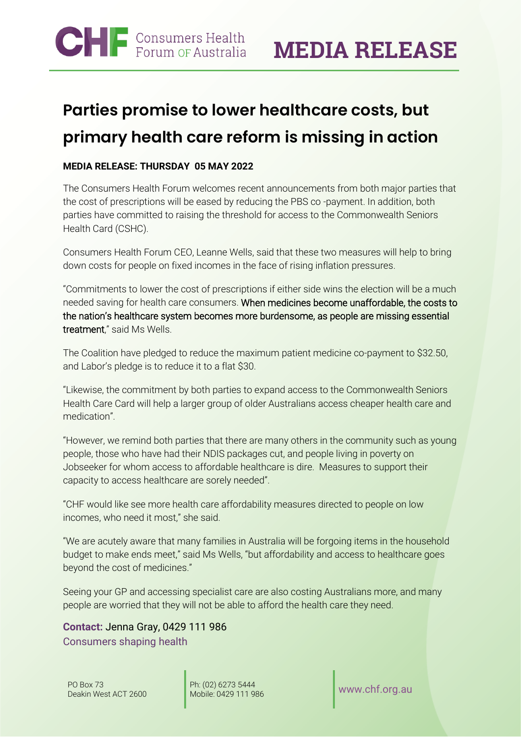CHF Consumers Health Forum OF Australia

**MEDIA RELEASE**

# Parties promise to lower healthcare costs, but primary health care reform is missing in action

**MEDIA RELEASE: THURSDAY 05 MAY 2022**

The Consumers Health Forum welcomes recent announcements from both major parties that the cost of prescriptions will be eased by reducing the PBS co -payment. In addition, both parties have committed to raising the threshold for access to the Commonwealth Seniors Health Card (CSHC).

Consumers Health Forum CEO, Leanne Wells, said that these two measures will help to bring down costs for people on fixed incomes in the face of rising inflation pressures.

"Commitments to lower the cost of prescriptions if either side wins the election will be a much needed saving for health care consumers. When medicines become unaffordable, the costs to the nation's healthcare system becomes more burdensome, as people are missing essential treatment," said Ms Wells.

The Coalition have pledged to reduce the maximum patient medicine co-payment to $32.50, and Labor's pledge is to reduce it to a flat $30.

"Likewise, the commitment by both parties to expand access to the Commonwealth Seniors Health Care Card will help a larger group of older Australians access cheaper health care and medication".

"However, we remind both parties that there are many others in the community such as young people, those who have had their NDIS packages cut, and people living in poverty on Jobseeker for whom access to affordable healthcare is dire. Measures to support their capacity to access healthcare are sorely needed".

"CHF would like see more health care affordability measures directed to people on low incomes, who need it most," she said.

"We are acutely aware that many families in Australia will be forgoing items in the household budget to make ends meet," said Ms Wells, "but affordability and access to healthcare goes beyond the cost of medicines."

Seeing your GP and accessing specialist care are also costing Australians more, and many people are worried that they will not be able to afford the health care they need.

**Contact:** Jenna Gray, 0429 111 986

Consumers shaping health

PO Box 73
Deakin West ACT 2600

Ph: (02) 6273 5444
Mobile: 0429 111 986

www.chf.org.au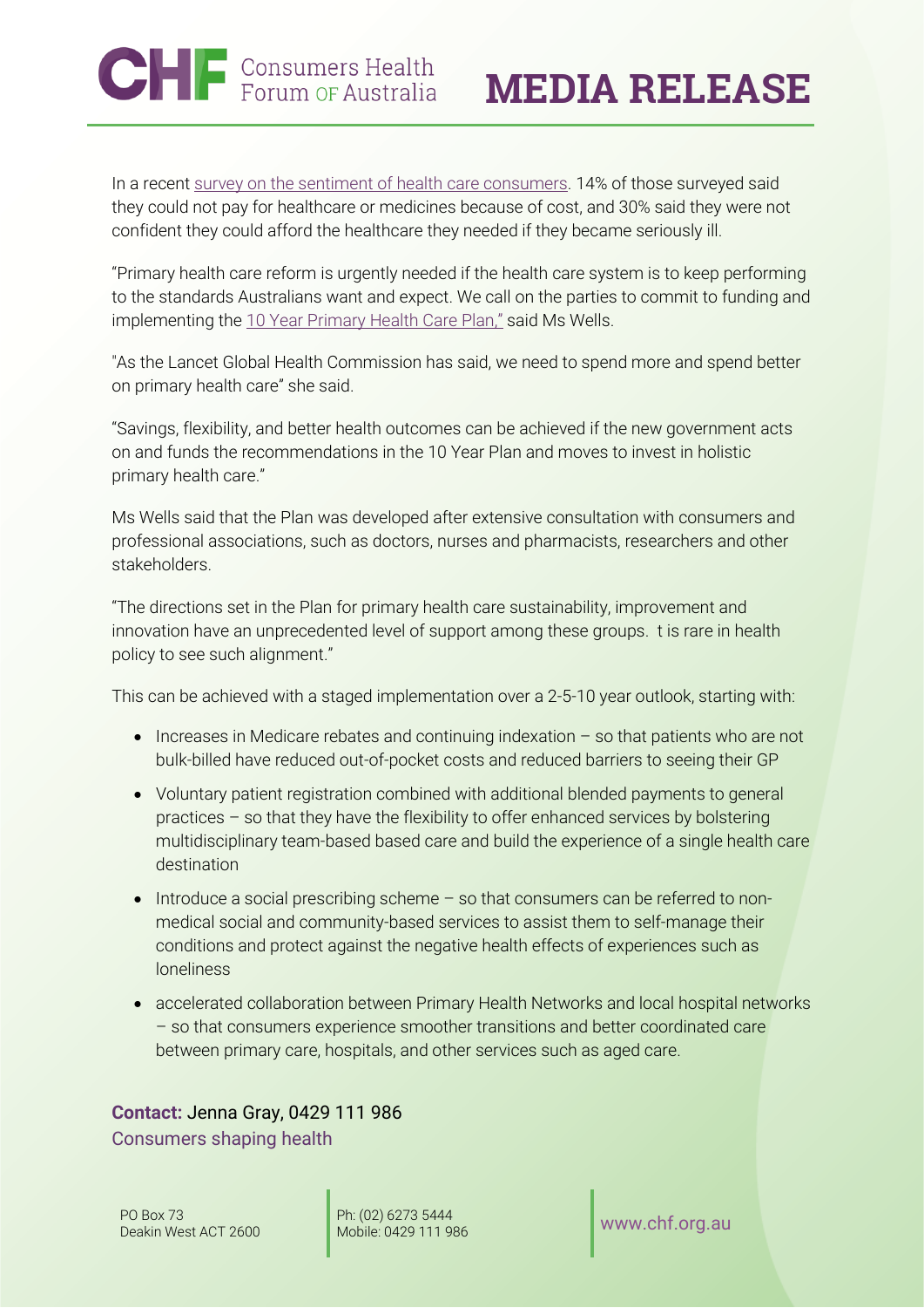In a recent [survey on the sentiment of health care consumers](). 14% of those surveyed said they could not pay for healthcare or medicines because of cost, and 30% said they were not confident they could afford the healthcare they needed if they became seriously ill.

"Primary health care reform is urgently needed if the health care system is to keep performing to the standards Australians want and expect. We call on the parties to commit to funding and implementing the [10 Year Primary Health Care Plan,"]() said Ms Wells.

"As the Lancet Global Health Commission has said, we need to spend more and spend better on primary health care" she said.

"Savings, flexibility, and better health outcomes can be achieved if the new government acts on and funds the recommendations in the 10 Year Plan and moves to invest in holistic primary health care."

Ms Wells said that the Plan was developed after extensive consultation with consumers and professional associations, such as doctors, nurses and pharmacists, researchers and other stakeholders.

"The directions set in the Plan for primary health care sustainability, improvement and innovation have an unprecedented level of support among these groups.  t is rare in health policy to see such alignment."

This can be achieved with a staged implementation over a 2-5-10 year outlook, starting with:

- Increases in Medicare rebates and continuing indexation – so that patients who are not bulk-billed have reduced out-of-pocket costs and reduced barriers to seeing their GP
- Voluntary patient registration combined with additional blended payments to general practices – so that they have the flexibility to offer enhanced services by bolstering multidisciplinary team-based based care and build the experience of a single health care destination
- Introduce a social prescribing scheme – so that consumers can be referred to non-medical social and community-based services to assist them to self-manage their conditions and protect against the negative health effects of experiences such as loneliness
- accelerated collaboration between Primary Health Networks and local hospital networks – so that consumers experience smoother transitions and better coordinated care between primary care, hospitals, and other services such as aged care.

**Contact:** Jenna Gray, 0429 111 986

Consumers shaping health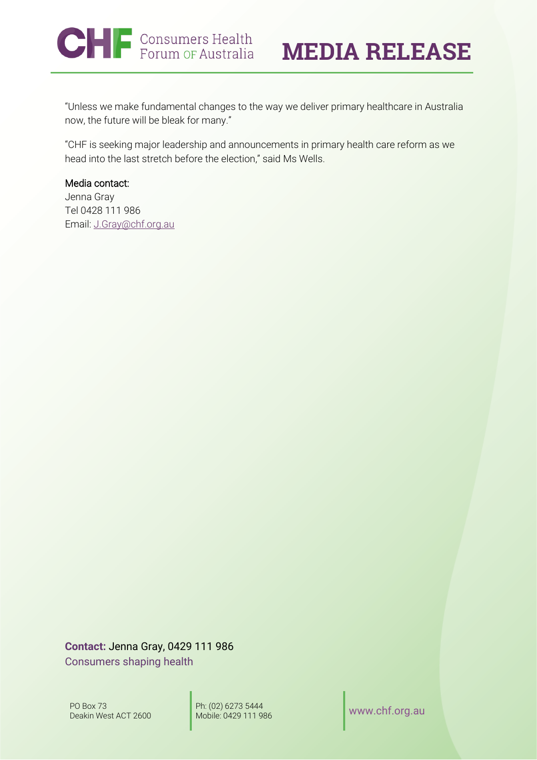"Unless we make fundamental changes to the way we deliver primary healthcare in Australia now, the future will be bleak for many."

"CHF is seeking major leadership and announcements in primary health care reform as we head into the last stretch before the election," said Ms Wells.

Media contact:
Jenna Gray
Tel 0428 111 986
Email: J.Gray@chf.org.au

**Contact:** Jenna Gray, 0429 111 986
Consumers shaping health

PO Box 73
Deakin West ACT 2600

Ph: (02) 6273 5444
Mobile: 0429 111 986

www.chf.org.au